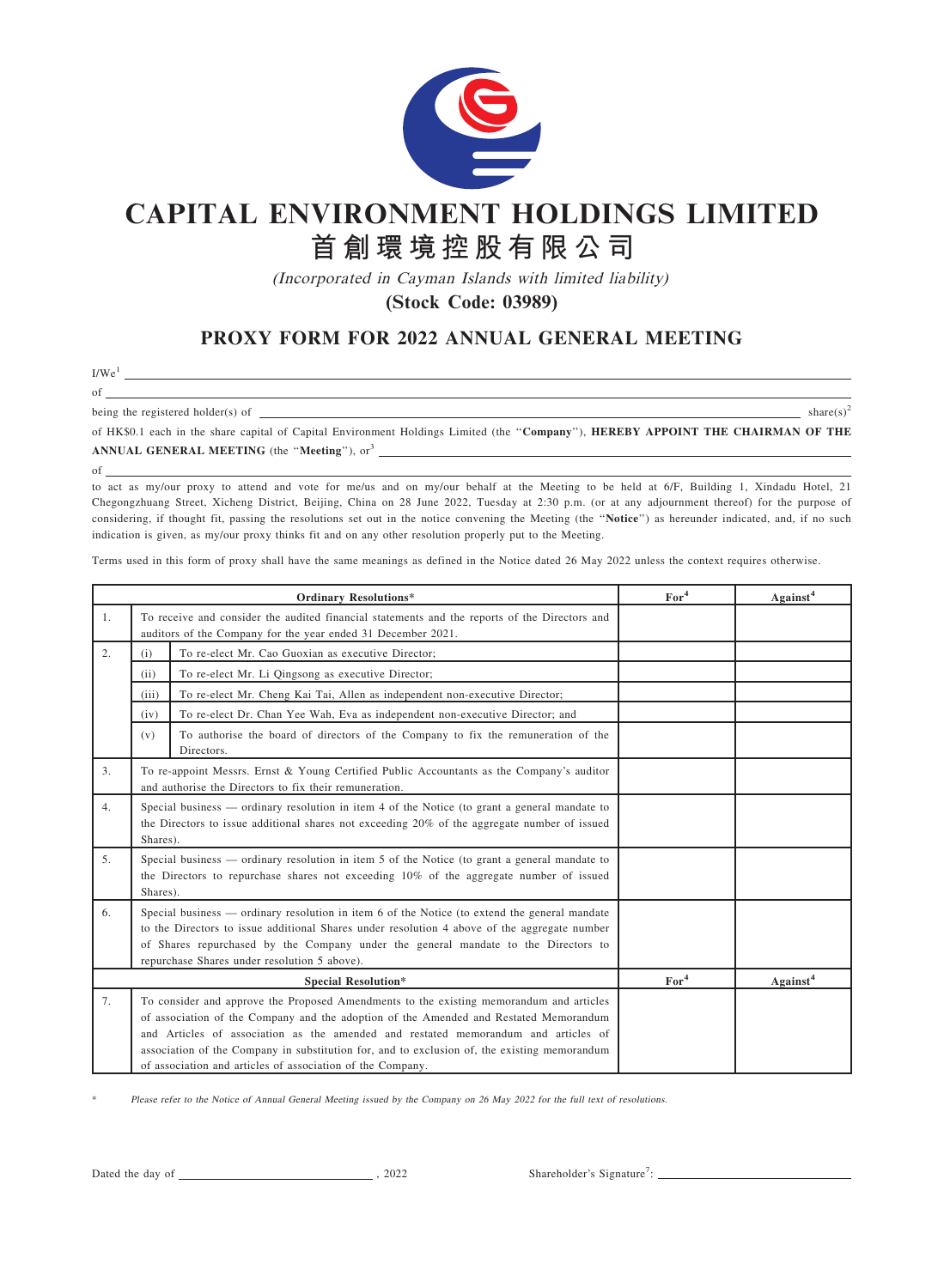# CAPITAL ENVIRONMENT HOLDINGS LIMITED

# 首創環境控股有限公司

*(Incorporated in Cayman Islands with limited liability)*

**(Stock Code: 03989)**

## PROXY FORM FOR 2022 ANNUAL GENERAL MEETING

I/We[1] ____________________________________________

of ____________________________________________

being the registered holder(s) of ____________________________________________ share(s)[2]

of HK$0.1 each in the share capital of Capital Environment Holdings Limited (the "**Company**"), **HEREBY APPOINT THE CHAIRMAN OF THE ANNUAL GENERAL MEETING** (the "**Meeting**"), or[3] ____________________________________________

of ____________________________________________

to act as my/our proxy to attend and vote for me/us and on my/our behalf at the Meeting to be held at 6/F, Building 1, Xindadu Hotel, 21 Chegongzhuang Street, Xicheng District, Beijing, China on 28 June 2022, Tuesday at 2:30 p.m. (or at any adjournment thereof) for the purpose of considering, if thought fit, passing the resolutions set out in the notice convening the Meeting (the "**Notice**") as hereunder indicated, and, if no such indication is given, as my/our proxy thinks fit and on any other resolution properly put to the Meeting.

Terms used in this form of proxy shall have the same meanings as defined in the Notice dated 26 May 2022 unless the context requires otherwise.

| | | Ordinary Resolutions* | For[4] | Against[4] |
|---|---|---|---|---|
| 1. | | To receive and consider the audited financial statements and the reports of the Directors and auditors of the Company for the year ended 31 December 2021. | | |
| 2. | (i) | To re-elect Mr. Cao Guoxian as executive Director; | | |
| | (ii) | To re-elect Mr. Li Qingsong as executive Director; | | |
| | (iii) | To re-elect Mr. Cheng Kai Tai, Allen as independent non-executive Director; | | |
| | (iv) | To re-elect Dr. Chan Yee Wah, Eva as independent non-executive Director; and | | |
| | (v) | To authorise the board of directors of the Company to fix the remuneration of the Directors. | | |
| 3. | | To re-appoint Messrs. Ernst & Young Certified Public Accountants as the Company's auditor and authorise the Directors to fix their remuneration. | | |
| 4. | | Special business — ordinary resolution in item 4 of the Notice (to grant a general mandate to the Directors to issue additional shares not exceeding 20% of the aggregate number of issued Shares). | | |
| 5. | | Special business — ordinary resolution in item 5 of the Notice (to grant a general mandate to the Directors to repurchase shares not exceeding 10% of the aggregate number of issued Shares). | | |
| 6. | | Special business — ordinary resolution in item 6 of the Notice (to extend the general mandate to the Directors to issue additional Shares under resolution 4 above of the aggregate number of Shares repurchased by the Company under the general mandate to the Directors to repurchase Shares under resolution 5 above). | | |
| | | **Special Resolution*** | **For[4]** | **Against[4]** |
| 7. | | To consider and approve the Proposed Amendments to the existing memorandum and articles of association of the Company and the adoption of the Amended and Restated Memorandum and Articles of association as the amended and restated memorandum and articles of association of the Company in substitution for, and to exclusion of, the existing memorandum of association and articles of association of the Company. | | |

\* *Please refer to the Notice of Annual General Meeting issued by the Company on 26 May 2022 for the full text of resolutions.*

Dated the day of ____________________, 2022

Shareholder's Signature[7]: ____________________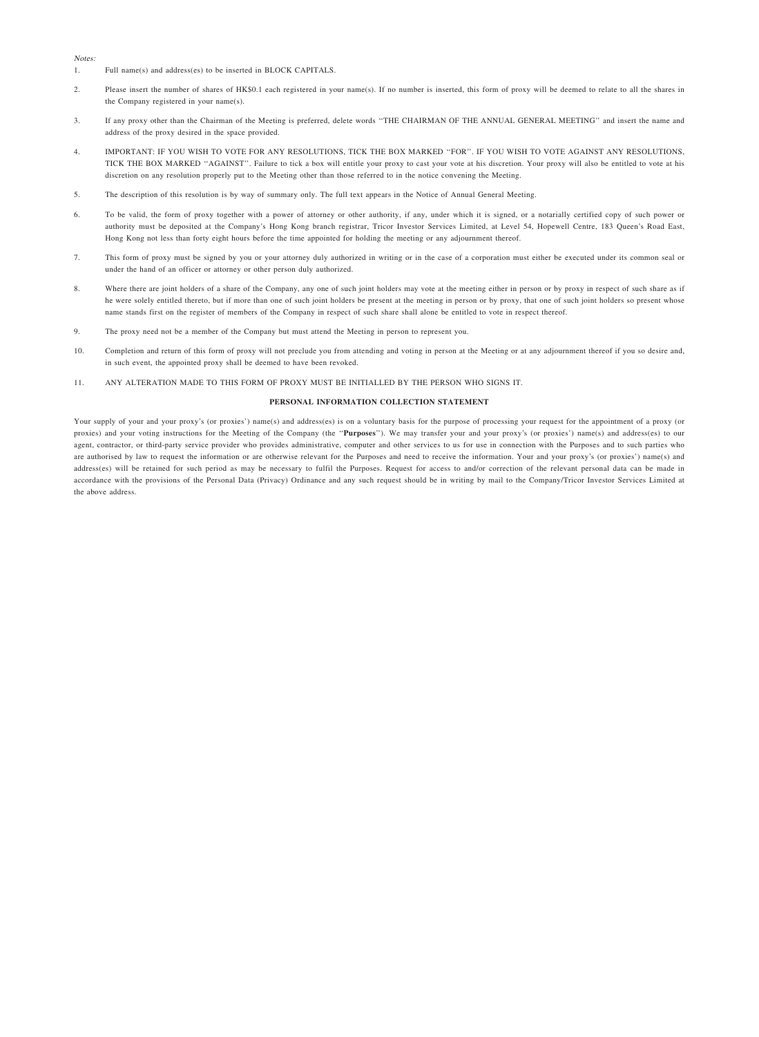*Notes:*

1. Full name(s) and address(es) to be inserted in BLOCK CAPITALS.

2. Please insert the number of shares of HK$0.1 each registered in your name(s). If no number is inserted, this form of proxy will be deemed to relate to all the shares in the Company registered in your name(s).

3. If any proxy other than the Chairman of the Meeting is preferred, delete words "THE CHAIRMAN OF THE ANNUAL GENERAL MEETING" and insert the name and address of the proxy desired in the space provided.

4. IMPORTANT: IF YOU WISH TO VOTE FOR ANY RESOLUTIONS, TICK THE BOX MARKED "FOR". IF YOU WISH TO VOTE AGAINST ANY RESOLUTIONS, TICK THE BOX MARKED "AGAINST". Failure to tick a box will entitle your proxy to cast your vote at his discretion. Your proxy will also be entitled to vote at his discretion on any resolution properly put to the Meeting other than those referred to in the notice convening the Meeting.

5. The description of this resolution is by way of summary only. The full text appears in the Notice of Annual General Meeting.

6. To be valid, the form of proxy together with a power of attorney or other authority, if any, under which it is signed, or a notarially certified copy of such power or authority must be deposited at the Company's Hong Kong branch registrar, Tricor Investor Services Limited, at Level 54, Hopewell Centre, 183 Queen's Road East, Hong Kong not less than forty eight hours before the time appointed for holding the meeting or any adjournment thereof.

7. This form of proxy must be signed by you or your attorney duly authorized in writing or in the case of a corporation must either be executed under its common seal or under the hand of an officer or attorney or other person duly authorized.

8. Where there are joint holders of a share of the Company, any one of such joint holders may vote at the meeting either in person or by proxy in respect of such share as if he were solely entitled thereto, but if more than one of such joint holders be present at the meeting in person or by proxy, that one of such joint holders so present whose name stands first on the register of members of the Company in respect of such share shall alone be entitled to vote in respect thereof.

9. The proxy need not be a member of the Company but must attend the Meeting in person to represent you.

10. Completion and return of this form of proxy will not preclude you from attending and voting in person at the Meeting or at any adjournment thereof if you so desire and, in such event, the appointed proxy shall be deemed to have been revoked.

11. ANY ALTERATION MADE TO THIS FORM OF PROXY MUST BE INITIALLED BY THE PERSON WHO SIGNS IT.

**PERSONAL INFORMATION COLLECTION STATEMENT**

Your supply of your and your proxy's (or proxies') name(s) and address(es) is on a voluntary basis for the purpose of processing your request for the appointment of a proxy (or proxies) and your voting instructions for the Meeting of the Company (the "**Purposes**"). We may transfer your and your proxy's (or proxies') name(s) and address(es) to our agent, contractor, or third-party service provider who provides administrative, computer and other services to us for use in connection with the Purposes and to such parties who are authorised by law to request the information or are otherwise relevant for the Purposes and need to receive the information. Your and your proxy's (or proxies') name(s) and address(es) will be retained for such period as may be necessary to fulfil the Purposes. Request for access to and/or correction of the relevant personal data can be made in accordance with the provisions of the Personal Data (Privacy) Ordinance and any such request should be in writing by mail to the Company/Tricor Investor Services Limited at the above address.